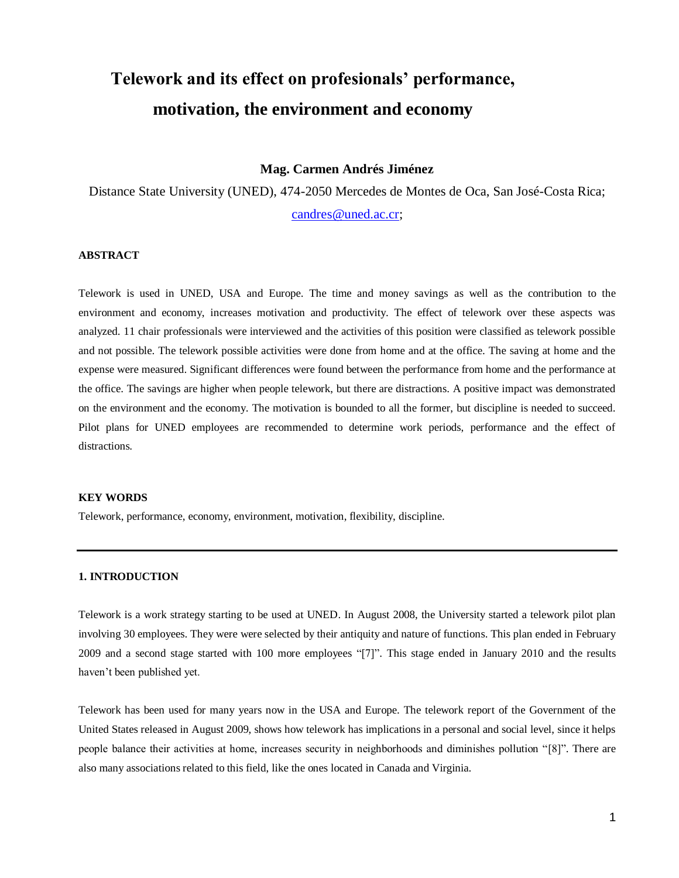# Telework and its effect on profesionals' performance, motivation, the environment and economy

**Mag. Carmen Andrés Jiménez**

Distance State University (UNED), 474-2050 Mercedes de Montes de Oca, San José-Costa Rica; candres@uned.ac.cr;

## ABSTRACT

Telework is used in UNED, USA and Europe. The time and money savings as well as the contribution to the environment and economy, increases motivation and productivity. The effect of telework over these aspects was analyzed. 11 chair professionals were interviewed and the activities of this position were classified as telework possible and not possible. The telework possible activities were done from home and at the office. The saving at home and the expense were measured. Significant differences were found between the performance from home and the performance at the office. The savings are higher when people telework, but there are distractions. A positive impact was demonstrated on the environment and the economy. The motivation is bounded to all the former, but discipline is needed to succeed. Pilot plans for UNED employees are recommended to determine work periods, performance and the effect of distractions.

## KEY WORDS

Telework, performance, economy, environment, motivation, flexibility, discipline.

---

## 1. INTRODUCTION

Telework is a work strategy starting to be used at UNED. In August 2008, the University started a telework pilot plan involving 30 employees. They were were selected by their antiquity and nature of functions. This plan ended in February 2009 and a second stage started with 100 more employees "[7]". This stage ended in January 2010 and the results haven't been published yet.

Telework has been used for many years now in the USA and Europe. The telework report of the Government of the United States released in August 2009, shows how telework has implications in a personal and social level, since it helps people balance their activities at home, increases security in neighborhoods and diminishes pollution "[8]". There are also many associations related to this field, like the ones located in Canada and Virginia.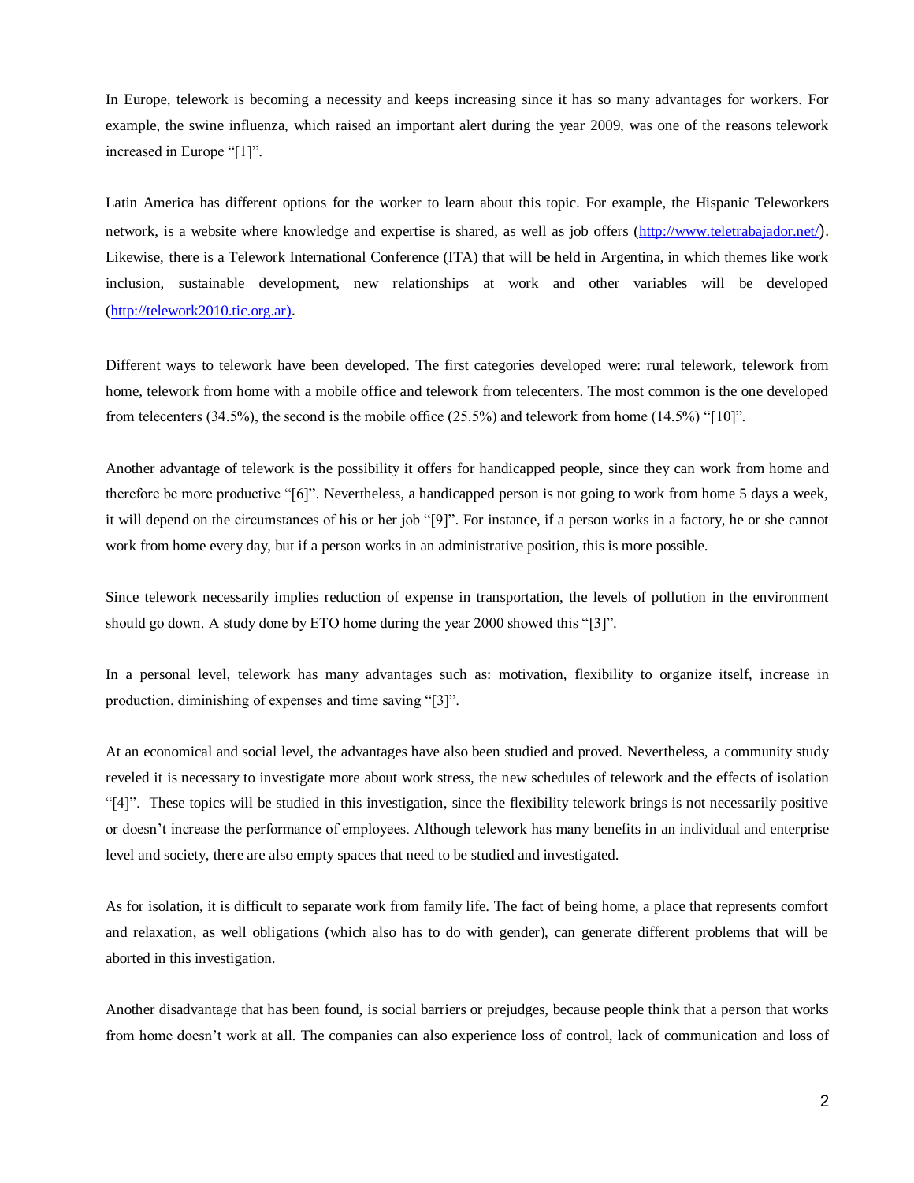In Europe, telework is becoming a necessity and keeps increasing since it has so many advantages for workers. For example, the swine influenza, which raised an important alert during the year 2009, was one of the reasons telework increased in Europe "[1]".

Latin America has different options for the worker to learn about this topic. For example, the Hispanic Teleworkers network, is a website where knowledge and expertise is shared, as well as job offers (http://www.teletrabajador.net/). Likewise, there is a Telework International Conference (ITA) that will be held in Argentina, in which themes like work inclusion, sustainable development, new relationships at work and other variables will be developed (http://telework2010.tic.org.ar).

Different ways to telework have been developed. The first categories developed were: rural telework, telework from home, telework from home with a mobile office and telework from telecenters. The most common is the one developed from telecenters (34.5%), the second is the mobile office (25.5%) and telework from home (14.5%) "[10]".

Another advantage of telework is the possibility it offers for handicapped people, since they can work from home and therefore be more productive "[6]". Nevertheless, a handicapped person is not going to work from home 5 days a week, it will depend on the circumstances of his or her job "[9]". For instance, if a person works in a factory, he or she cannot work from home every day, but if a person works in an administrative position, this is more possible.

Since telework necessarily implies reduction of expense in transportation, the levels of pollution in the environment should go down. A study done by ETO home during the year 2000 showed this "[3]".

In a personal level, telework has many advantages such as: motivation, flexibility to organize itself, increase in production, diminishing of expenses and time saving "[3]".

At an economical and social level, the advantages have also been studied and proved. Nevertheless, a community study reveled it is necessary to investigate more about work stress, the new schedules of telework and the effects of isolation "[4]". These topics will be studied in this investigation, since the flexibility telework brings is not necessarily positive or doesn't increase the performance of employees. Although telework has many benefits in an individual and enterprise level and society, there are also empty spaces that need to be studied and investigated.

As for isolation, it is difficult to separate work from family life. The fact of being home, a place that represents comfort and relaxation, as well obligations (which also has to do with gender), can generate different problems that will be aborted in this investigation.

Another disadvantage that has been found, is social barriers or prejudges, because people think that a person that works from home doesn't work at all. The companies can also experience loss of control, lack of communication and loss of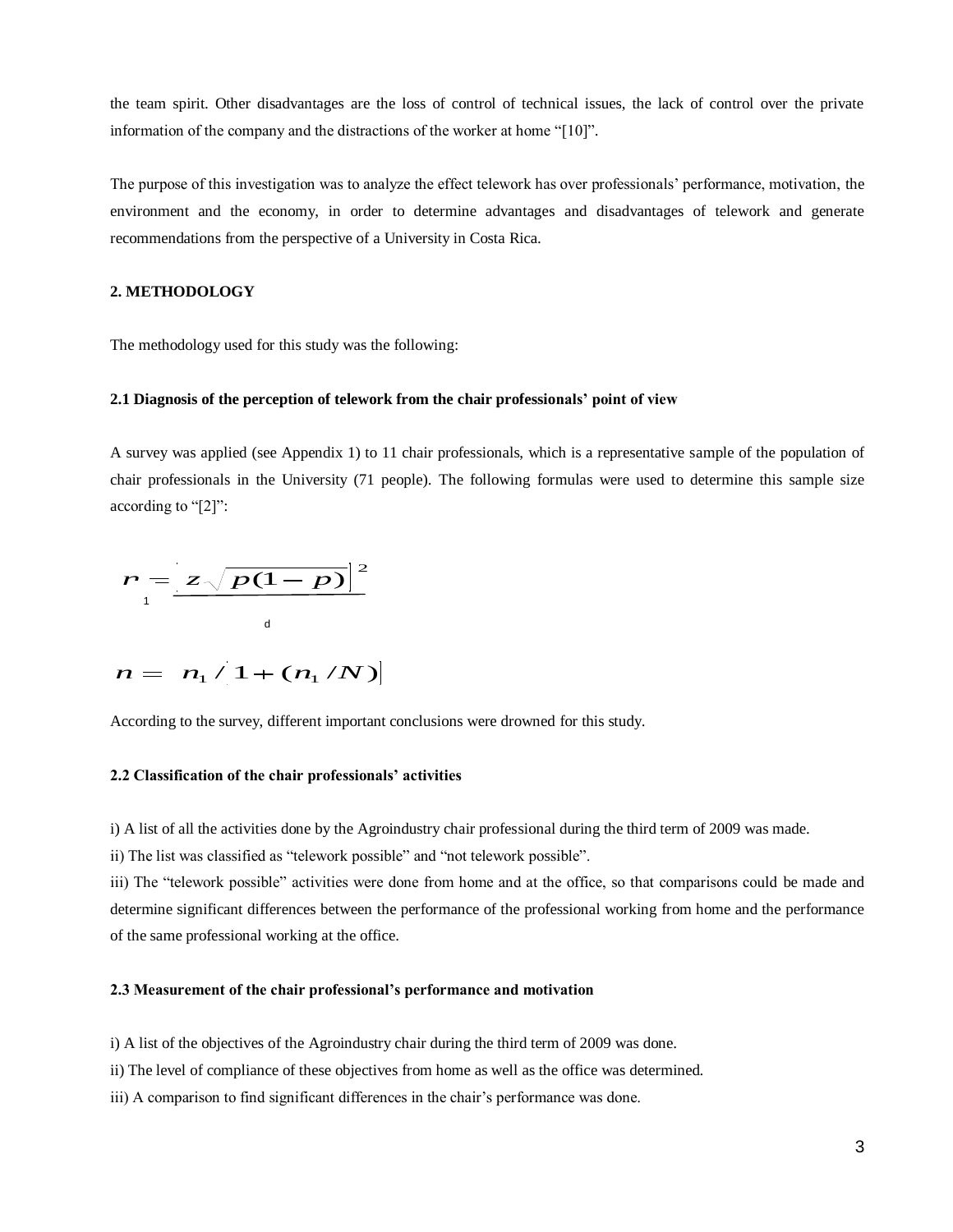the team spirit. Other disadvantages are the loss of control of technical issues, the lack of control over the private information of the company and the distractions of the worker at home “[10]”.

The purpose of this investigation was to analyze the effect telework has over professionals’ performance, motivation, the environment and the economy, in order to determine advantages and disadvantages of telework and generate recommendations from the perspective of a University in Costa Rica.

## 2. METHODOLOGY

The methodology used for this study was the following:

### 2.1 Diagnosis of the perception of telework from the chair professionals’ point of view

A survey was applied (see Appendix 1) to 11 chair professionals, which is a representative sample of the population of chair professionals in the University (71 people). The following formulas were used to determine this sample size according to “[2]”:

$$n_1 = \left[\frac{z\sqrt{p(1-p)}}{d}\right]^2$$

$$n = n_1 / \left[1 + (n_1 / N)\right]$$

According to the survey, different important conclusions were drowned for this study.

### 2.2 Classification of the chair professionals’ activities

i) A list of all the activities done by the Agroindustry chair professional during the third term of 2009 was made.
ii) The list was classified as “telework possible” and “not telework possible”.
iii) The “telework possible” activities were done from home and at the office, so that comparisons could be made and determine significant differences between the performance of the professional working from home and the performance of the same professional working at the office.

### 2.3 Measurement of the chair professional’s performance and motivation

i) A list of the objectives of the Agroindustry chair during the third term of 2009 was done.
ii) The level of compliance of these objectives from home as well as the office was determined.
iii) A comparison to find significant differences in the chair’s performance was done.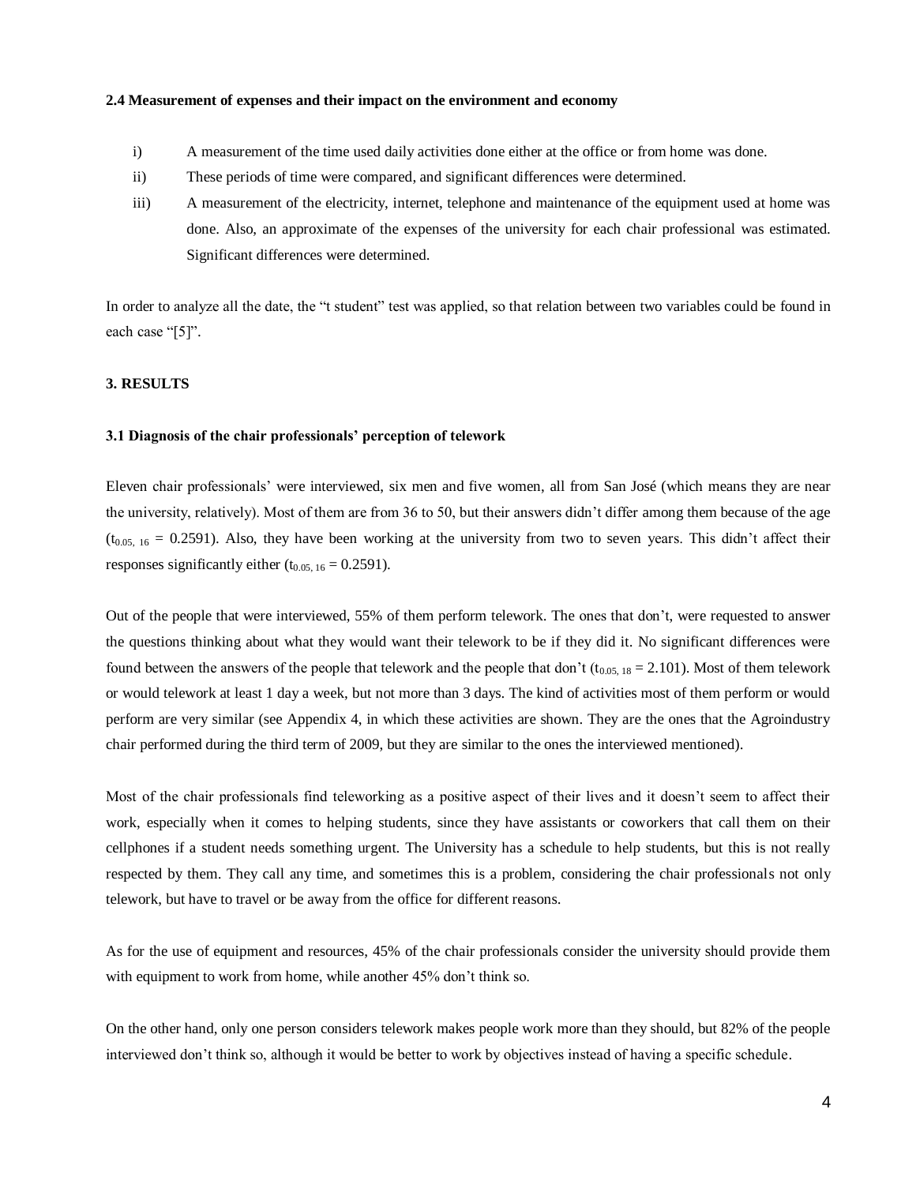### 2.4 Measurement of expenses and their impact on the environment and economy

i) A measurement of the time used daily activities done either at the office or from home was done.

ii) These periods of time were compared, and significant differences were determined.

iii) A measurement of the electricity, internet, telephone and maintenance of the equipment used at home was done. Also, an approximate of the expenses of the university for each chair professional was estimated. Significant differences were determined.

In order to analyze all the date, the "t student" test was applied, so that relation between two variables could be found in each case "[5]".

## 3. RESULTS

### 3.1 Diagnosis of the chair professionals' perception of telework

Eleven chair professionals' were interviewed, six men and five women, all from San José (which means they are near the university, relatively). Most of them are from 36 to 50, but their answers didn't differ among them because of the age ($t_{0.05,\ 16} = 0.2591$). Also, they have been working at the university from two to seven years. This didn't affect their responses significantly either ($t_{0.05,\ 16} = 0.2591$).

Out of the people that were interviewed, 55% of them perform telework. The ones that don't, were requested to answer the questions thinking about what they would want their telework to be if they did it. No significant differences were found between the answers of the people that telework and the people that don't ($t_{0.05,\ 18} = 2.101$). Most of them telework or would telework at least 1 day a week, but not more than 3 days. The kind of activities most of them perform or would perform are very similar (see Appendix 4, in which these activities are shown. They are the ones that the Agroindustry chair performed during the third term of 2009, but they are similar to the ones the interviewed mentioned).

Most of the chair professionals find teleworking as a positive aspect of their lives and it doesn't seem to affect their work, especially when it comes to helping students, since they have assistants or coworkers that call them on their cellphones if a student needs something urgent. The University has a schedule to help students, but this is not really respected by them. They call any time, and sometimes this is a problem, considering the chair professionals not only telework, but have to travel or be away from the office for different reasons.

As for the use of equipment and resources, 45% of the chair professionals consider the university should provide them with equipment to work from home, while another 45% don't think so.

On the other hand, only one person considers telework makes people work more than they should, but 82% of the people interviewed don't think so, although it would be better to work by objectives instead of having a specific schedule.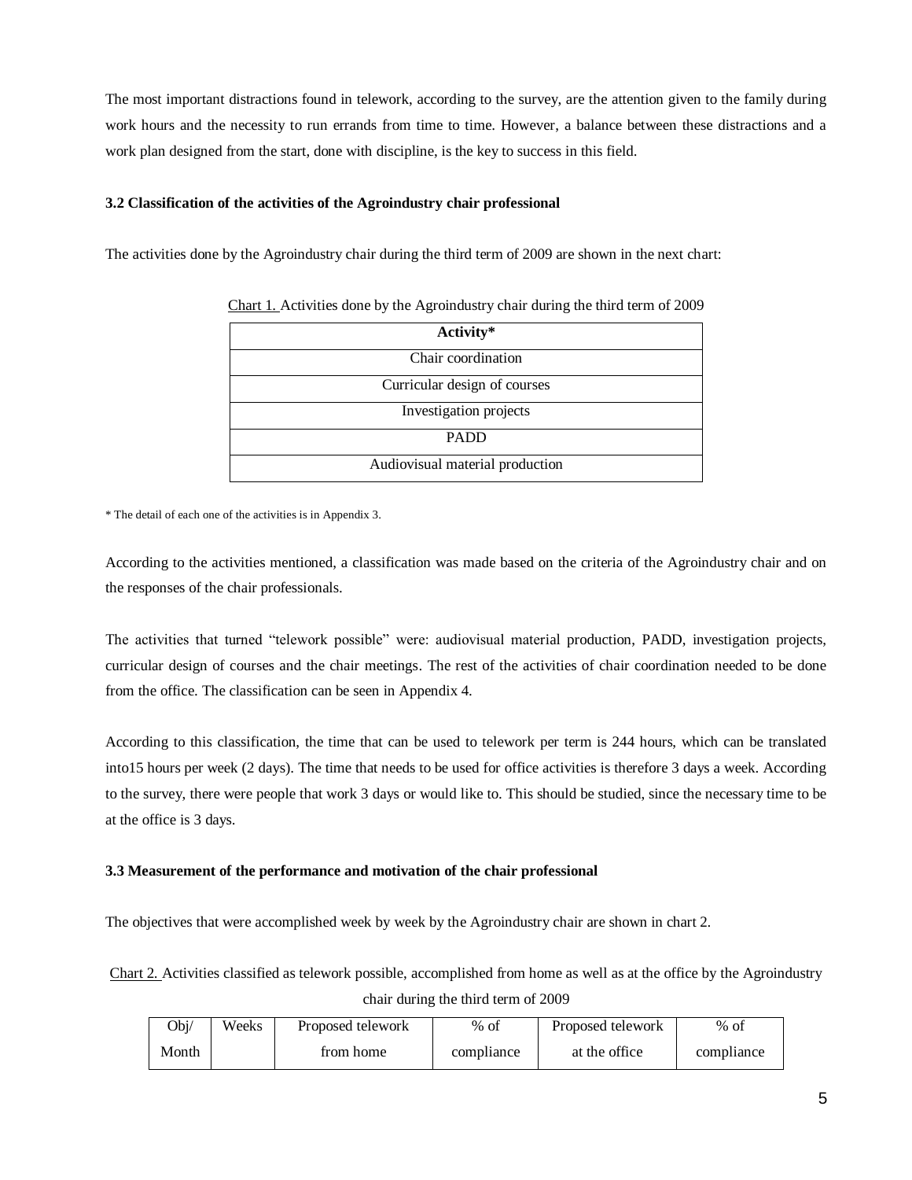The most important distractions found in telework, according to the survey, are the attention given to the family during work hours and the necessity to run errands from time to time. However, a balance between these distractions and a work plan designed from the start, done with discipline, is the key to success in this field.

### 3.2 Classification of the activities of the Agroindustry chair professional

The activities done by the Agroindustry chair during the third term of 2009 are shown in the next chart:

Chart 1. Activities done by the Agroindustry chair during the third term of 2009

| Activity* |
|---|
| Chair coordination |
| Curricular design of courses |
| Investigation projects |
| PADD |
| Audiovisual material production |

* The detail of each one of the activities is in Appendix 3.

According to the activities mentioned, a classification was made based on the criteria of the Agroindustry chair and on the responses of the chair professionals.

The activities that turned "telework possible" were: audiovisual material production, PADD, investigation projects, curricular design of courses and the chair meetings. The rest of the activities of chair coordination needed to be done from the office. The classification can be seen in Appendix 4.

According to this classification, the time that can be used to telework per term is 244 hours, which can be translated into15 hours per week (2 days). The time that needs to be used for office activities is therefore 3 days a week. According to the survey, there were people that work 3 days or would like to. This should be studied, since the necessary time to be at the office is 3 days.

### 3.3 Measurement of the performance and motivation of the chair professional

The objectives that were accomplished week by week by the Agroindustry chair are shown in chart 2.

Chart 2. Activities classified as telework possible, accomplished from home as well as at the office by the Agroindustry chair during the third term of 2009

| Obj/ Month | Weeks | Proposed telework from home | % of compliance | Proposed telework at the office | % of compliance |
|---|---|---|---|---|---|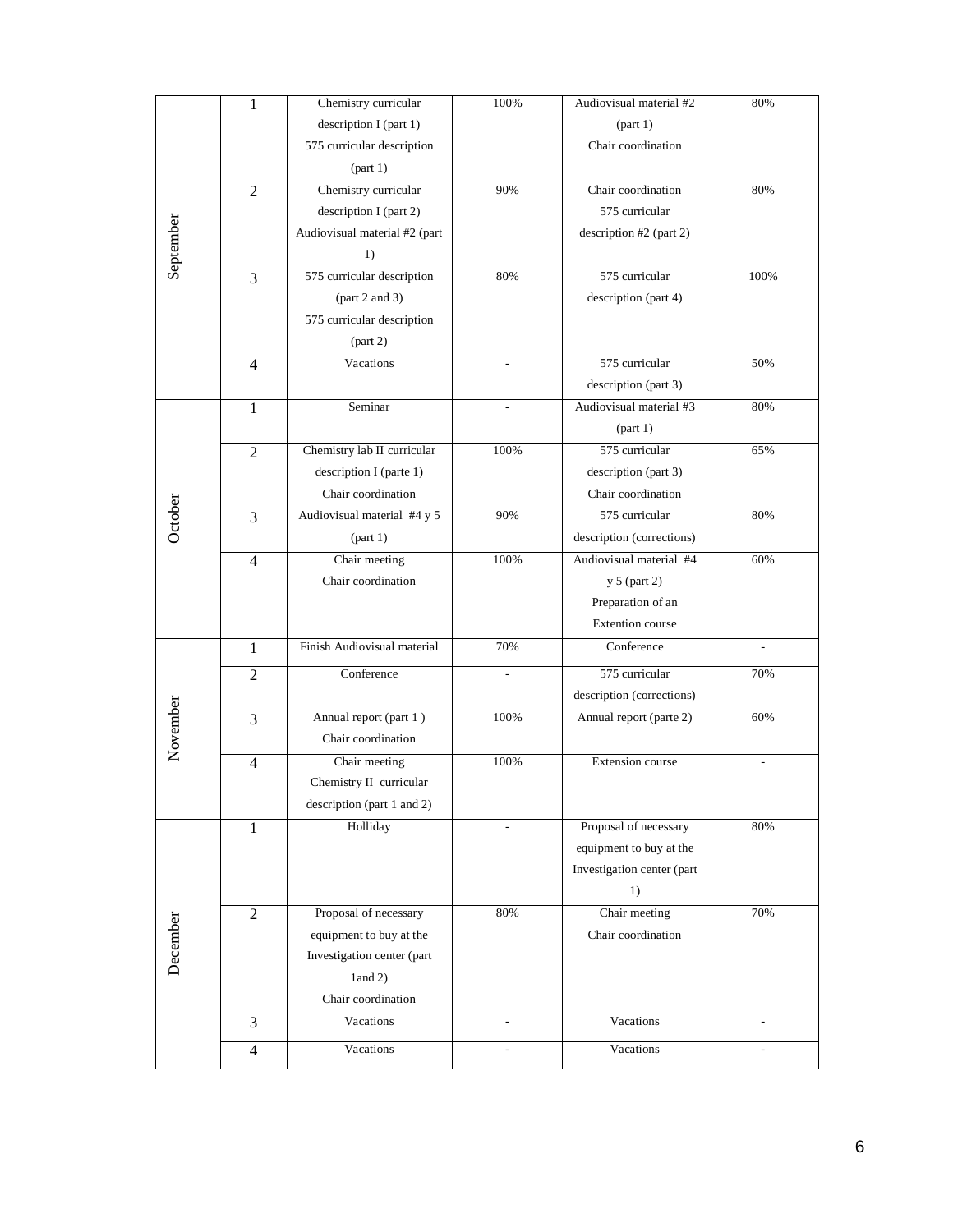| | | | | | |
|---|---|---|---|---|---|
| September | 1 | Chemistry curricular description I (part 1) 575 curricular description (part 1) | 100% | Audiovisual material #2 (part 1) Chair coordination | 80% |
| | 2 | Chemistry curricular description I (part 2) Audiovisual material #2 (part 1) | 90% | Chair coordination 575 curricular description #2 (part 2) | 80% |
| | 3 | 575 curricular description (part 2 and 3) 575 curricular description (part 2) | 80% | 575 curricular description (part 4) | 100% |
| | 4 | Vacations | - | 575 curricular description (part 3) | 50% |
| October | 1 | Seminar | - | Audiovisual material #3 (part 1) | 80% |
| | 2 | Chemistry lab II curricular description I (parte 1) Chair coordination | 100% | 575 curricular description (part 3) Chair coordination | 65% |
| | 3 | Audiovisual material #4 y 5 (part 1) | 90% | 575 curricular description (corrections) | 80% |
| | 4 | Chair meeting Chair coordination | 100% | Audiovisual material #4 y 5 (part 2) Preparation of an Extention course | 60% |
| November | 1 | Finish Audiovisual material | 70% | Conference | - |
| | 2 | Conference | - | 575 curricular description (corrections) | 70% |
| | 3 | Annual report (part 1 ) Chair coordination | 100% | Annual report (parte 2) | 60% |
| | 4 | Chair meeting Chemistry II curricular description (part 1 and 2) | 100% | Extension course | - |
| December | 1 | Holliday | - | Proposal of necessary equipment to buy at the Investigation center (part 1) | 80% |
| | 2 | Proposal of necessary equipment to buy at the Investigation center (part 1and 2) Chair coordination | 80% | Chair meeting Chair coordination | 70% |
| | 3 | Vacations | - | Vacations | - |
| | 4 | Vacations | - | Vacations | - |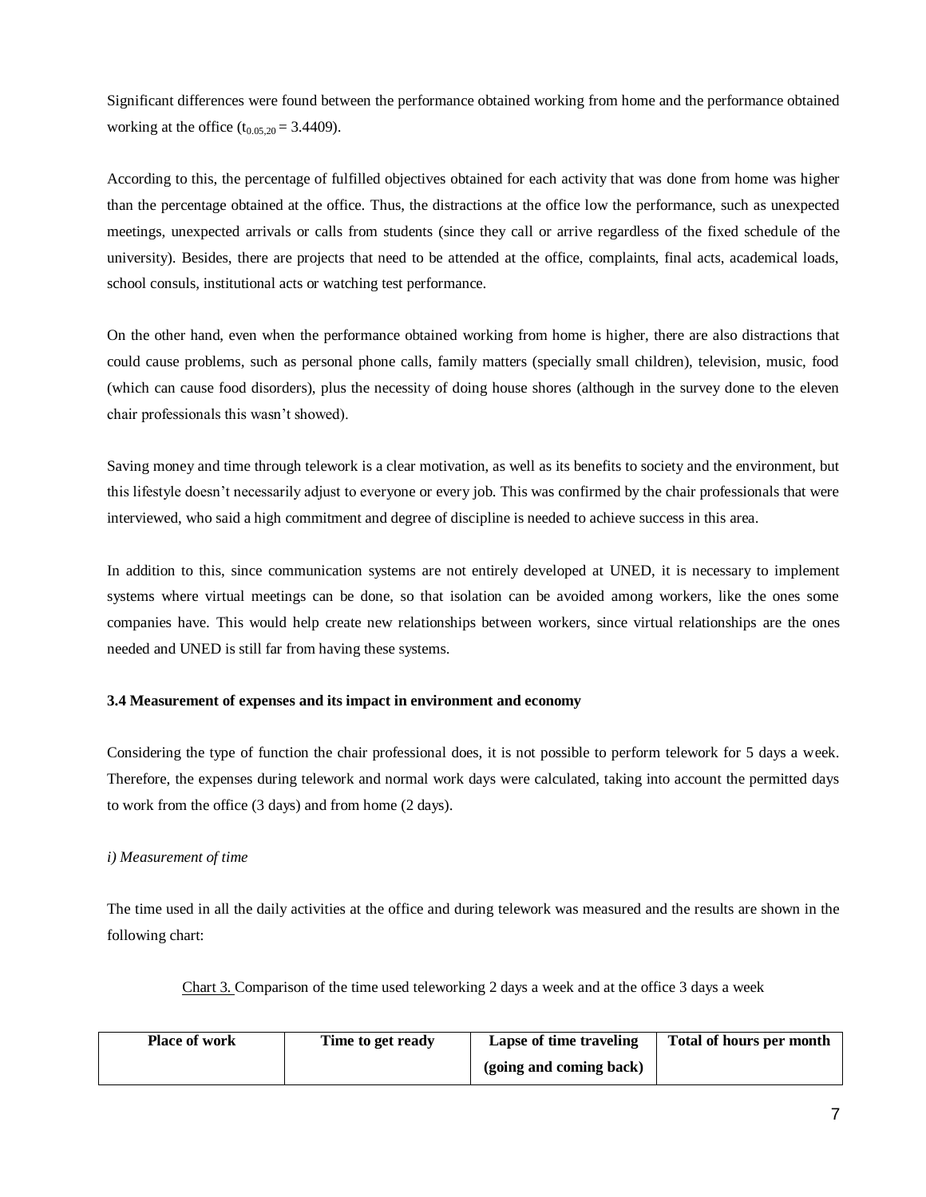Significant differences were found between the performance obtained working from home and the performance obtained working at the office ($t_{0.05,20} = 3.4409$).

According to this, the percentage of fulfilled objectives obtained for each activity that was done from home was higher than the percentage obtained at the office. Thus, the distractions at the office low the performance, such as unexpected meetings, unexpected arrivals or calls from students (since they call or arrive regardless of the fixed schedule of the university). Besides, there are projects that need to be attended at the office, complaints, final acts, academical loads, school consuls, institutional acts or watching test performance.

On the other hand, even when the performance obtained working from home is higher, there are also distractions that could cause problems, such as personal phone calls, family matters (specially small children), television, music, food (which can cause food disorders), plus the necessity of doing house shores (although in the survey done to the eleven chair professionals this wasn't showed).

Saving money and time through telework is a clear motivation, as well as its benefits to society and the environment, but this lifestyle doesn't necessarily adjust to everyone or every job. This was confirmed by the chair professionals that were interviewed, who said a high commitment and degree of discipline is needed to achieve success in this area.

In addition to this, since communication systems are not entirely developed at UNED, it is necessary to implement systems where virtual meetings can be done, so that isolation can be avoided among workers, like the ones some companies have. This would help create new relationships between workers, since virtual relationships are the ones needed and UNED is still far from having these systems.

### 3.4 Measurement of expenses and its impact in environment and economy

Considering the type of function the chair professional does, it is not possible to perform telework for 5 days a week. Therefore, the expenses during telework and normal work days were calculated, taking into account the permitted days to work from the office (3 days) and from home (2 days).

*i) Measurement of time*

The time used in all the daily activities at the office and during telework was measured and the results are shown in the following chart:

Chart 3. Comparison of the time used teleworking 2 days a week and at the office 3 days a week

| Place of work | Time to get ready | Lapse of time traveling (going and coming back) | Total of hours per month |
|---|---|---|---|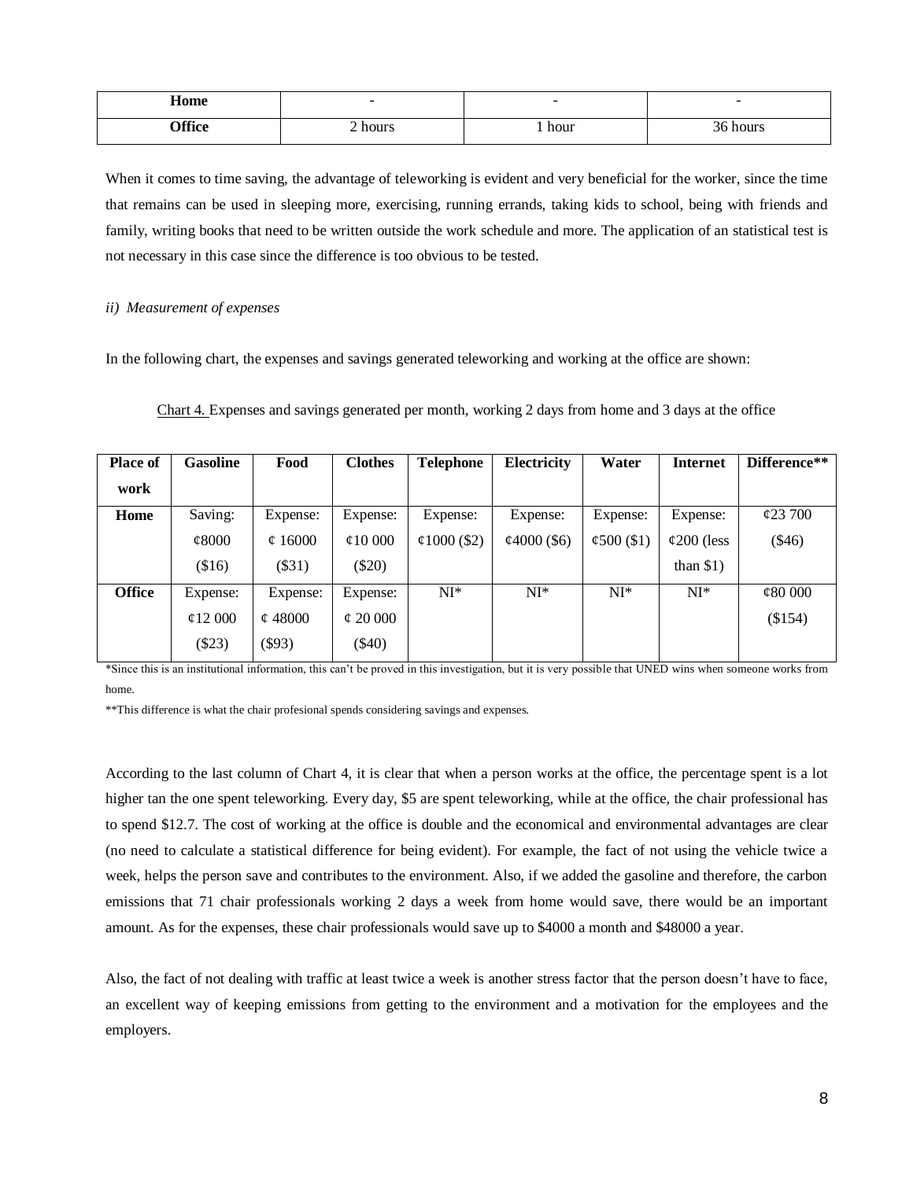| Home | - | - | - |
|---|---|---|---|
| Office | 2 hours | 1 hour | 36 hours |

When it comes to time saving, the advantage of teleworking is evident and very beneficial for the worker, since the time that remains can be used in sleeping more, exercising, running errands, taking kids to school, being with friends and family, writing books that need to be written outside the work schedule and more. The application of an statistical test is not necessary in this case since the difference is too obvious to be tested.

*ii) Measurement of expenses*

In the following chart, the expenses and savings generated teleworking and working at the office are shown:

Chart 4. Expenses and savings generated per month, working 2 days from home and 3 days at the office

| Place of work | Gasoline | Food | Clothes | Telephone | Electricity | Water | Internet | Difference** |
|---|---|---|---|---|---|---|---|---|
| Home | Saving: ¢8000 ($16) | Expense: ¢ 16000 ($31) | Expense: ¢10 000 ($20) | Expense: ¢1000 ($2) | Expense: ¢4000 ($6) | Expense: ¢500 ($1) | Expense: ¢200 (less than $1) | ¢23 700 ($46) |
| Office | Expense: ¢12 000 ($23) | Expense: ¢ 48000 ($93) | Expense: ¢ 20 000 ($40) | NI* | NI* | NI* | NI* | ¢80 000 ($154) |

*Since this is an institutional information, this can't be proved in this investigation, but it is very possible that UNED wins when someone works from home.

**This difference is what the chair profesional spends considering savings and expenses.

According to the last column of Chart 4, it is clear that when a person works at the office, the percentage spent is a lot higher tan the one spent teleworking. Every day, $5 are spent teleworking, while at the office, the chair professional has to spend $12.7. The cost of working at the office is double and the economical and environmental advantages are clear (no need to calculate a statistical difference for being evident). For example, the fact of not using the vehicle twice a week, helps the person save and contributes to the environment. Also, if we added the gasoline and therefore, the carbon emissions that 71 chair professionals working 2 days a week from home would save, there would be an important amount. As for the expenses, these chair professionals would save up to $4000 a month and $48000 a year.

Also, the fact of not dealing with traffic at least twice a week is another stress factor that the person doesn't have to face, an excellent way of keeping emissions from getting to the environment and a motivation for the employees and the employers.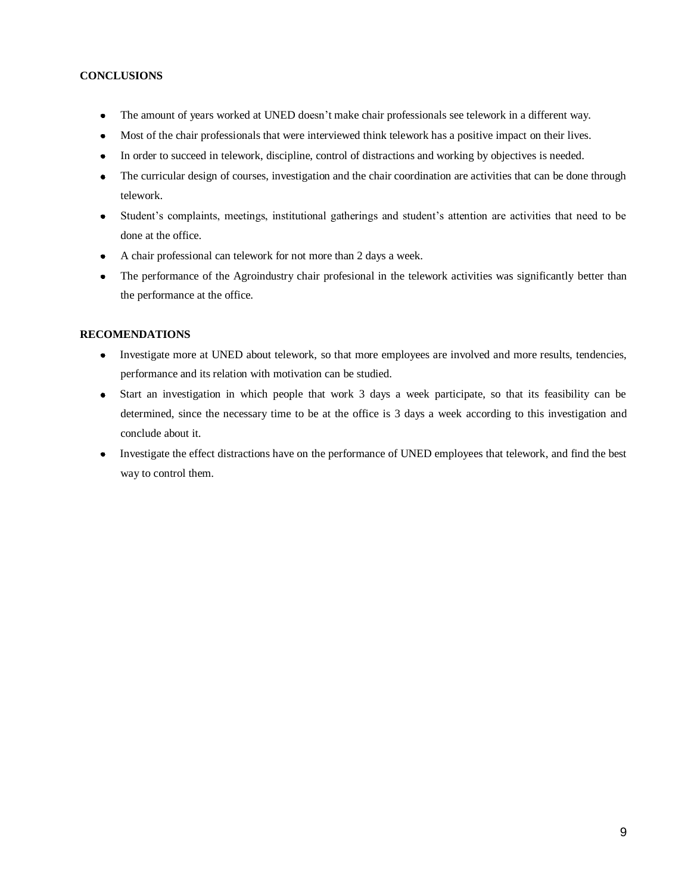**CONCLUSIONS**

- The amount of years worked at UNED doesn't make chair professionals see telework in a different way.
- Most of the chair professionals that were interviewed think telework has a positive impact on their lives.
- In order to succeed in telework, discipline, control of distractions and working by objectives is needed.
- The curricular design of courses, investigation and the chair coordination are activities that can be done through telework.
- Student's complaints, meetings, institutional gatherings and student's attention are activities that need to be done at the office.
- A chair professional can telework for not more than 2 days a week.
- The performance of the Agroindustry chair profesional in the telework activities was significantly better than the performance at the office.

**RECOMENDATIONS**

- Investigate more at UNED about telework, so that more employees are involved and more results, tendencies, performance and its relation with motivation can be studied.
- Start an investigation in which people that work 3 days a week participate, so that its feasibility can be determined, since the necessary time to be at the office is 3 days a week according to this investigation and conclude about it.
- Investigate the effect distractions have on the performance of UNED employees that telework, and find the best way to control them.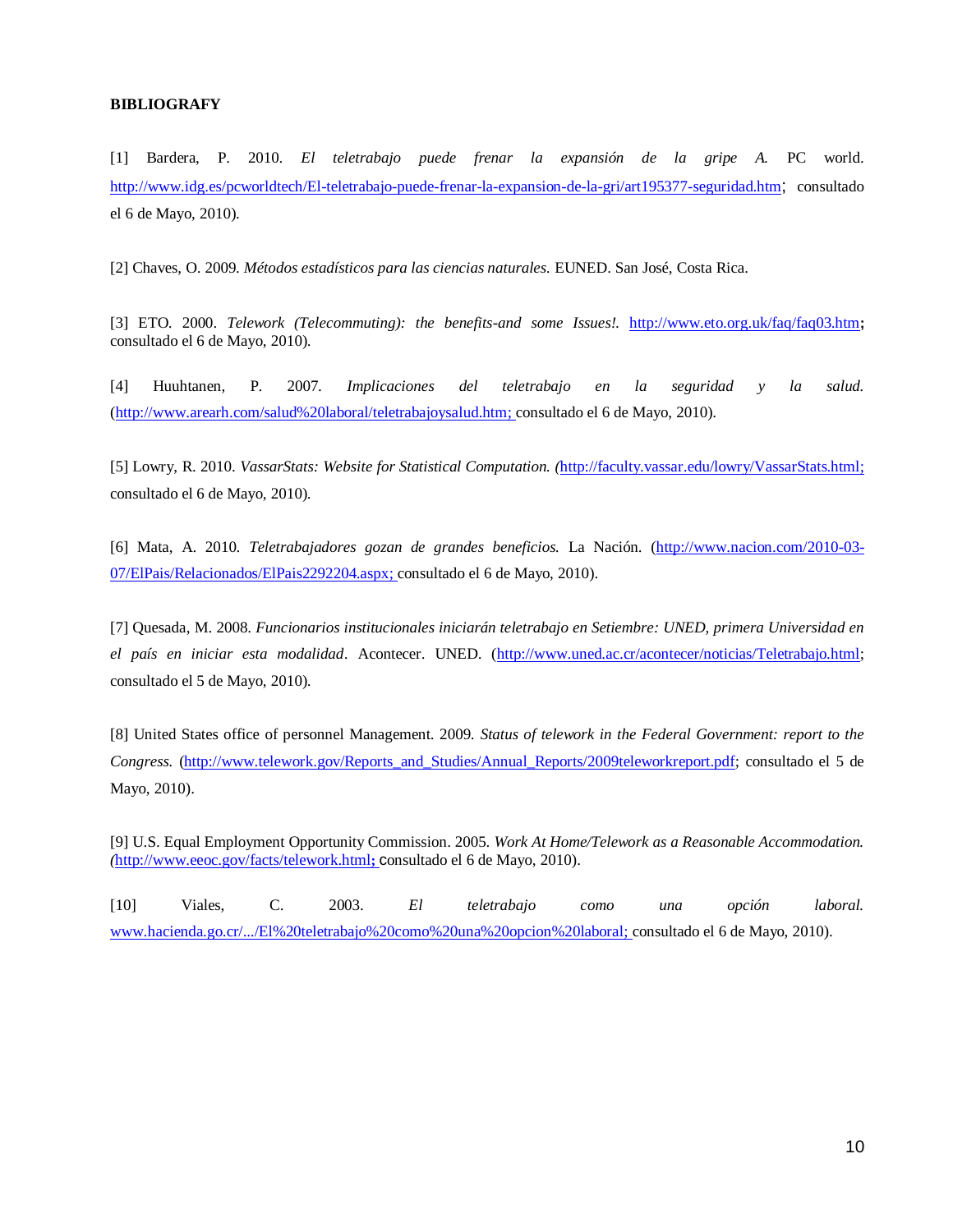**BIBLIOGRAFY**

[1] Bardera, P. 2010. *El teletrabajo puede frenar la expansión de la gripe A.* PC world. http://www.idg.es/pcworldtech/El-teletrabajo-puede-frenar-la-expansion-de-la-gri/art195377-seguridad.htm; consultado el 6 de Mayo, 2010).

[2] Chaves, O. 2009. *Métodos estadísticos para las ciencias naturales.* EUNED. San José, Costa Rica.

[3] ETO. 2000. *Telework (Telecommuting): the benefits-and some Issues!.* http://www.eto.org.uk/faq/faq03.htm; consultado el 6 de Mayo, 2010).

[4] Huuhtanen, P. 2007. *Implicaciones del teletrabajo en la seguridad y la salud.* (http://www.arearh.com/salud%20laboral/teletrabajoysalud.htm; consultado el 6 de Mayo, 2010).

[5] Lowry, R. 2010. *VassarStats: Website for Statistical Computation. (*http://faculty.vassar.edu/lowry/VassarStats.html; consultado el 6 de Mayo, 2010).

[6] Mata, A. 2010. *Teletrabajadores gozan de grandes beneficios.* La Nación. (http://www.nacion.com/2010-03-07/ElPais/Relacionados/ElPais2292204.aspx; consultado el 6 de Mayo, 2010).

[7] Quesada, M. 2008. *Funcionarios institucionales iniciarán teletrabajo en Setiembre: UNED, primera Universidad en el país en iniciar esta modalidad*. Acontecer. UNED. (http://www.uned.ac.cr/acontecer/noticias/Teletrabajo.html; consultado el 5 de Mayo, 2010).

[8] United States office of personnel Management. 2009. *Status of telework in the Federal Government: report to the Congress.* (http://www.telework.gov/Reports_and_Studies/Annual_Reports/2009teleworkreport.pdf; consultado el 5 de Mayo, 2010).

[9] U.S. Equal Employment Opportunity Commission. 2005. *Work At Home/Telework as a Reasonable Accommodation. (*http://www.eeoc.gov/facts/telework.html; consultado el 6 de Mayo, 2010).

[10] Viales, C. 2003. *El teletrabajo como una opción laboral.* www.hacienda.go.cr/.../El%20teletrabajo%20como%20una%20opcion%20laboral; consultado el 6 de Mayo, 2010).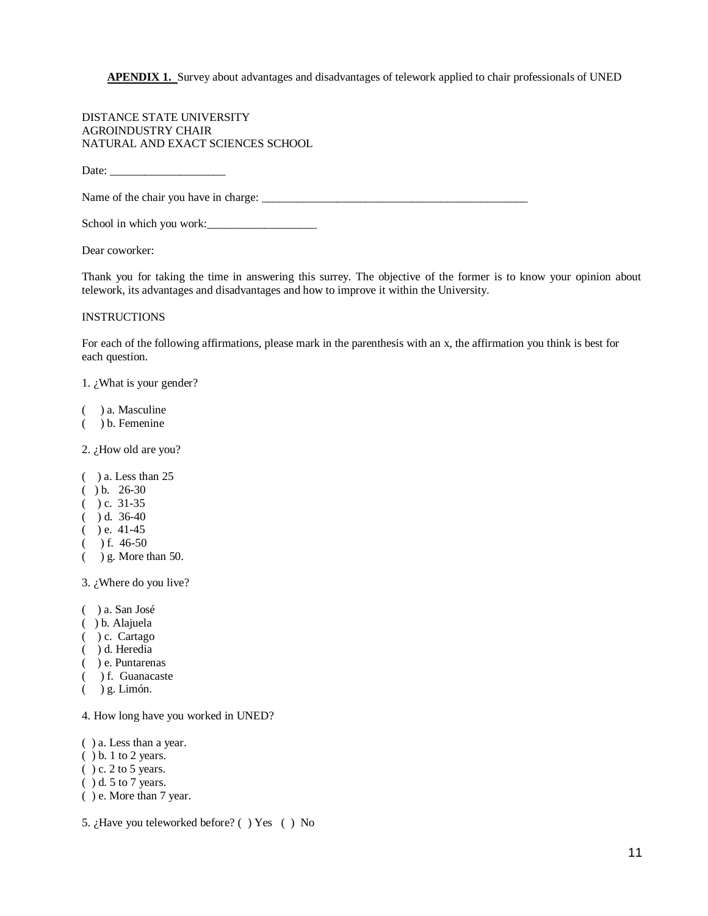**APENDIX 1.** Survey about advantages and disadvantages of telework applied to chair professionals of UNED

DISTANCE STATE UNIVERSITY
AGROINDUSTRY CHAIR
NATURAL AND EXACT SCIENCES SCHOOL

Date: ____________________

Name of the chair you have in charge: ________________________________________________

School in which you work:___________________

Dear coworker:

Thank you for taking the time in answering this surrey. The objective of the former is to know your opinion about telework, its advantages and disadvantages and how to improve it within the University.

INSTRUCTIONS

For each of the following affirmations, please mark in the parenthesis with an x, the affirmation you think is best for each question.

1. ¿What is your gender?

( ) a. Masculine
( ) b. Femenine

2. ¿How old are you?

( ) a. Less than 25
( ) b. 26-30
( ) c. 31-35
( ) d. 36-40
( ) e. 41-45
( ) f. 46-50
( ) g. More than 50.

3. ¿Where do you live?

( ) a. San José
( ) b. Alajuela
( ) c. Cartago
( ) d. Heredia
( ) e. Puntarenas
( ) f. Guanacaste
( ) g. Limón.

4. How long have you worked in UNED?

( ) a. Less than a year.
( ) b. 1 to 2 years.
( ) c. 2 to 5 years.
( ) d. 5 to 7 years.
( ) e. More than 7 year.

5. ¿Have you teleworked before? ( ) Yes ( ) No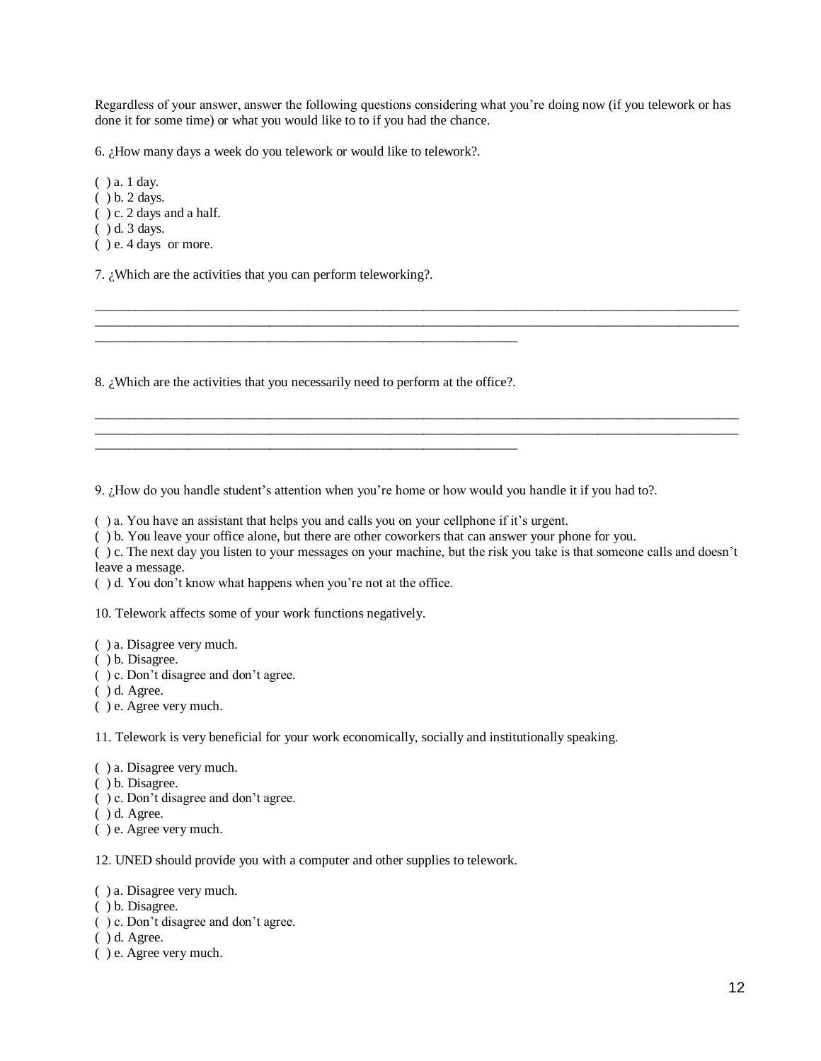Regardless of your answer, answer the following questions considering what you're doing now (if you telework or has done it for some time) or what you would like to to if you had the chance.

6. ¿How many days a week do you telework or would like to telework?.

( ) a. 1 day.
( ) b. 2 days.
( ) c. 2 days and a half.
( ) d. 3 days.
( ) e. 4 days or more.

7. ¿Which are the activities that you can perform teleworking?.

_______________________________________________________________________________________________
_______________________________________________________________________________________________
______________________________________________________________

8. ¿Which are the activities that you necessarily need to perform at the office?.

_______________________________________________________________________________________________
_______________________________________________________________________________________________
______________________________________________________________

9. ¿How do you handle student's attention when you're home or how would you handle it if you had to?.

( ) a. You have an assistant that helps you and calls you on your cellphone if it's urgent.
( ) b. You leave your office alone, but there are other coworkers that can answer your phone for you.
( ) c. The next day you listen to your messages on your machine, but the risk you take is that someone calls and doesn't leave a message.
( ) d. You don't know what happens when you're not at the office.

10. Telework affects some of your work functions negatively.

( ) a. Disagree very much.
( ) b. Disagree.
( ) c. Don't disagree and don't agree.
( ) d. Agree.
( ) e. Agree very much.

11. Telework is very beneficial for your work economically, socially and institutionally speaking.

( ) a. Disagree very much.
( ) b. Disagree.
( ) c. Don't disagree and don't agree.
( ) d. Agree.
( ) e. Agree very much.

12. UNED should provide you with a computer and other supplies to telework.

( ) a. Disagree very much.
( ) b. Disagree.
( ) c. Don't disagree and don't agree.
( ) d. Agree.
( ) e. Agree very much.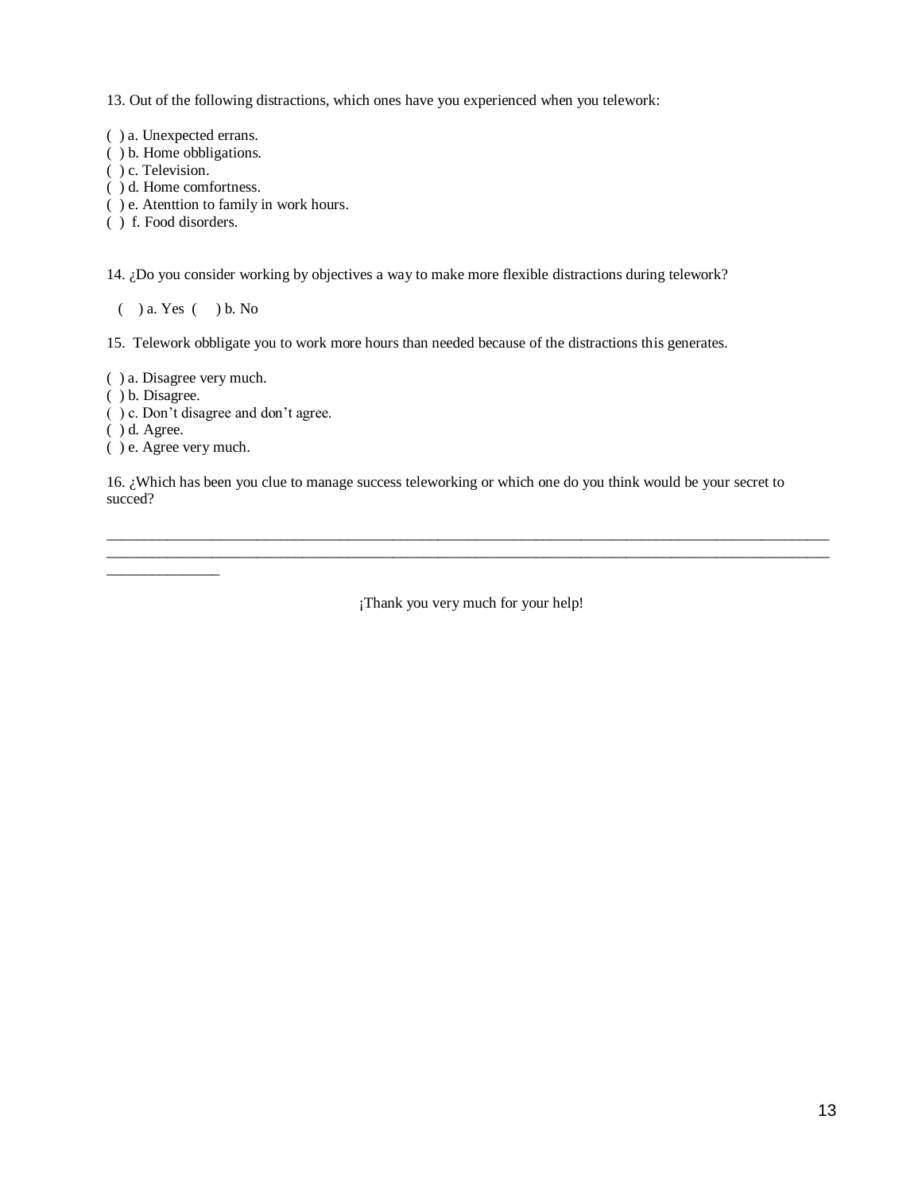13. Out of the following distractions, which ones have you experienced when you telework:

( ) a. Unexpected errans.
( ) b. Home obbligations.
( ) c. Television.
( ) d. Home comfortness.
( ) e. Atenttion to family in work hours.
( ) f. Food disorders.

14. ¿Do you consider working by objectives a way to make more flexible distractions during telework?

( ) a. Yes ( ) b. No

15. Telework obbligate you to work more hours than needed because of the distractions this generates.

( ) a. Disagree very much.
( ) b. Disagree.
( ) c. Don't disagree and don't agree.
( ) d. Agree.
( ) e. Agree very much.

16. ¿Which has been you clue to manage success teleworking or which one do you think would be your secret to succed?

________________________________________________________________________________________________
________________________________________________________________________________________________
_______________

¡Thank you very much for your help!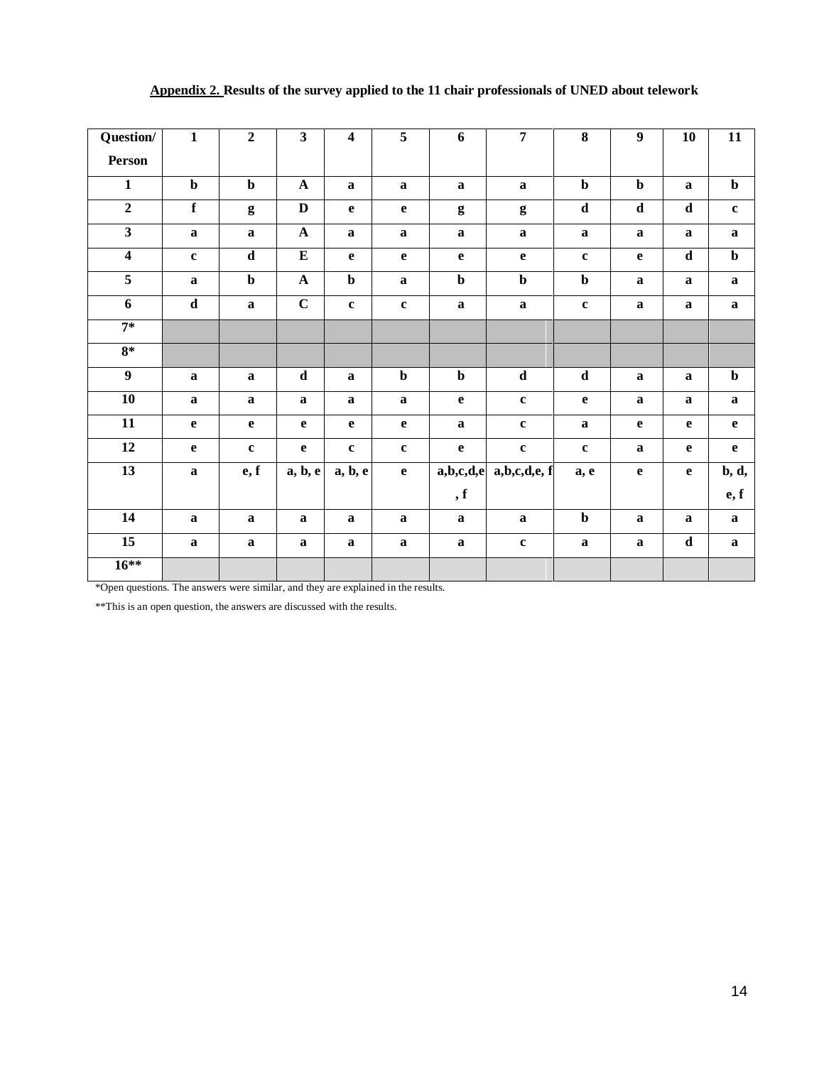**Appendix 2. Results of the survey applied to the 11 chair professionals of UNED about telework**

| Question/ Person | 1 | 2 | 3 | 4 | 5 | 6 | 7 | 8 | 9 | 10 | 11 |
|---|---|---|---|---|---|---|---|---|---|---|---|
| 1 | b | b | A | a | a | a | a | b | b | a | b |
| 2 | f | g | D | e | e | g | g | d | d | d | c |
| 3 | a | a | A | a | a | a | a | a | a | a | a |
| 4 | c | d | E | e | e | e | e | c | e | d | b |
| 5 | a | b | A | b | a | b | b | b | a | a | a |
| 6 | d | a | C | c | c | a | a | c | a | a | a |
| 7* | | | | | | | | | | | |
| 8* | | | | | | | | | | | |
| 9 | a | a | d | a | b | b | d | d | a | a | b |
| 10 | a | a | a | a | a | e | c | e | a | a | a |
| 11 | e | e | e | e | e | a | c | a | e | e | e |
| 12 | e | c | e | c | c | e | c | c | a | e | e |
| 13 | a | e, f | a, b, e | a, b, e | e | a,b,c,d,e, f | a,b,c,d,e, f | a, e | e | e | b, d, e, f |
| 14 | a | a | a | a | a | a | a | b | a | a | a |
| 15 | a | a | a | a | a | a | c | a | a | d | a |
| 16** | | | | | | | | | | | |

*Open questions. The answers were similar, and they are explained in the results.

**This is an open question, the answers are discussed with the results.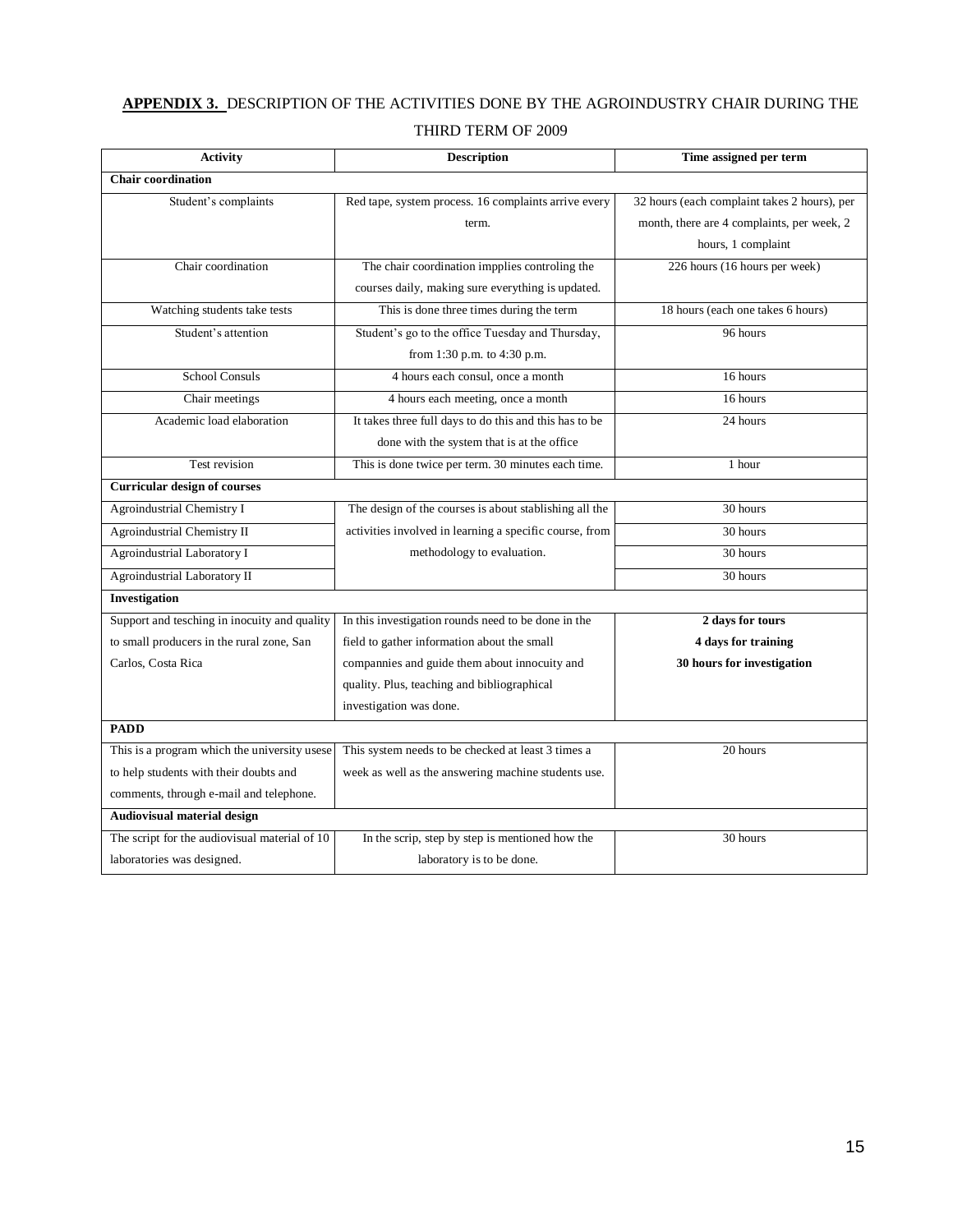**APPENDIX 3.** DESCRIPTION OF THE ACTIVITIES DONE BY THE AGROINDUSTRY CHAIR DURING THE THIRD TERM OF 2009

| Activity | Description | Time assigned per term |
|---|---|---|
| **Chair coordination** | | |
| Student's complaints | Red tape, system process. 16 complaints arrive every term. | 32 hours (each complaint takes 2 hours), per month, there are 4 complaints, per week, 2 hours, 1 complaint |
| Chair coordination | The chair coordination impplies controling the courses daily, making sure everything is updated. | 226 hours (16 hours per week) |
| Watching students take tests | This is done three times during the term | 18 hours (each one takes 6 hours) |
| Student's attention | Student's go to the office Tuesday and Thursday, from 1:30 p.m. to 4:30 p.m. | 96 hours |
| School Consuls | 4 hours each consul, once a month | 16 hours |
| Chair meetings | 4 hours each meeting, once a month | 16 hours |
| Academic load elaboration | It takes three full days to do this and this has to be done with the system that is at the office | 24 hours |
| Test revision | This is done twice per term. 30 minutes each time. | 1 hour |
| **Curricular design of courses** | | |
| Agroindustrial Chemistry I | The design of the courses is about stablishing all the activities involved in learning a specific course, from methodology to evaluation. | 30 hours |
| Agroindustrial Chemistry II | | 30 hours |
| Agroindustrial Laboratory I | | 30 hours |
| Agroindustrial Laboratory II | | 30 hours |
| **Investigation** | | |
| Support and tesching in inocuity and quality to small producers in the rural zone, San Carlos, Costa Rica | In this investigation rounds need to be done in the field to gather information about the small compannies and guide them about innocuity and quality. Plus, teaching and bibliographical investigation was done. | **2 days for tours**<br>**4 days for training**<br>**30 hours for investigation** |
| **PADD** | | |
| This is a program which the university usese to help students with their doubts and comments, through e-mail and telephone. | This system needs to be checked at least 3 times a week as well as the answering machine students use. | 20 hours |
| **Audiovisual material design** | | |
| The script for the audiovisual material of 10 laboratories was designed. | In the scrip, step by step is mentioned how the laboratory is to be done. | 30 hours |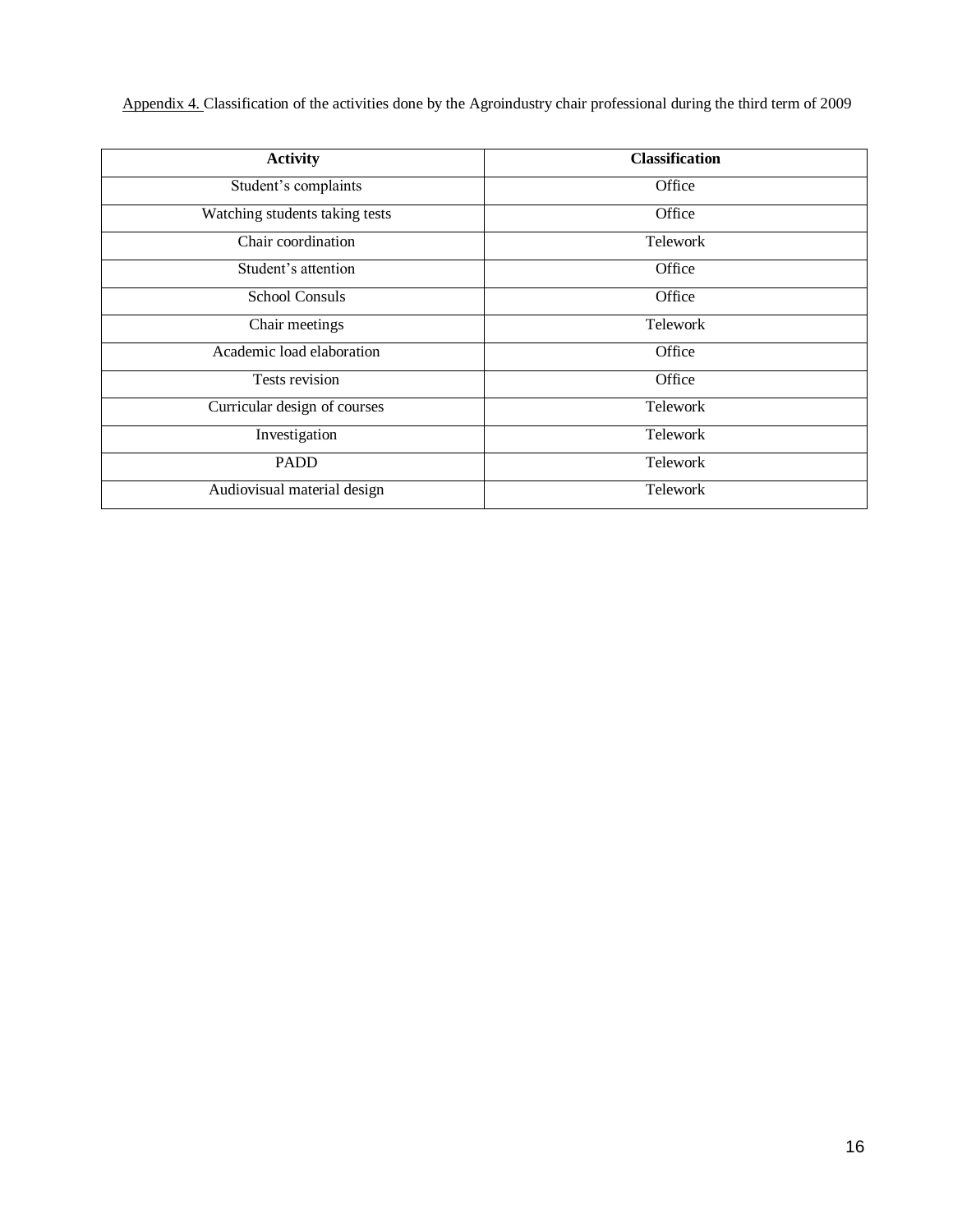Appendix 4. Classification of the activities done by the Agroindustry chair professional during the third term of 2009

| Activity | Classification |
| --- | --- |
| Student’s complaints | Office |
| Watching students taking tests | Office |
| Chair coordination | Telework |
| Student’s attention | Office |
| School Consuls | Office |
| Chair meetings | Telework |
| Academic load elaboration | Office |
| Tests revision | Office |
| Curricular design of courses | Telework |
| Investigation | Telework |
| PADD | Telework |
| Audiovisual material design | Telework |